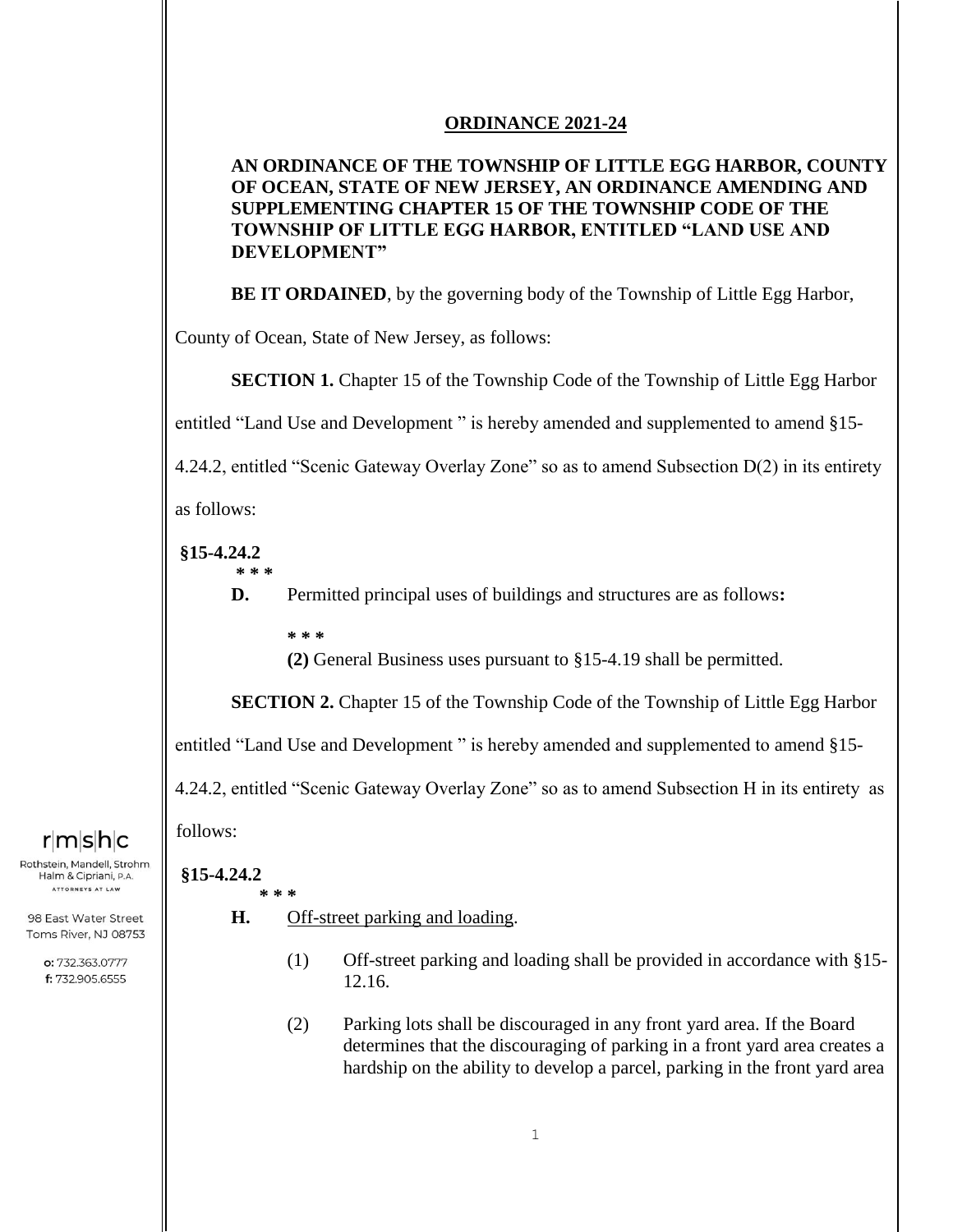**ORDINANCE 2021-24**

**AN ORDINANCE OF THE TOWNSHIP OF LITTLE EGG HARBOR, COUNTY OF OCEAN, STATE OF NEW JERSEY, AN ORDINANCE AMENDING AND SUPPLEMENTING CHAPTER 15 OF THE TOWNSHIP CODE OF THE TOWNSHIP OF LITTLE EGG HARBOR, ENTITLED "LAND USE AND DEVELOPMENT"**

**BE IT ORDAINED**, by the governing body of the Township of Little Egg Harbor, County of Ocean, State of New Jersey, as follows:

**SECTION 1.** Chapter 15 of the Township Code of the Township of Little Egg Harbor entitled "Land Use and Development " is hereby amended and supplemented to amend §15-4.24.2, entitled "Scenic Gateway Overlay Zone" so as to amend Subsection D(2) in its entirety as follows:

**§15-4.24.2**

*** * ***

**D.** Permitted principal uses of buildings and structures are as follows**:**

*** * ***

**(2)** General Business uses pursuant to §15-4.19 shall be permitted.

**SECTION 2.** Chapter 15 of the Township Code of the Township of Little Egg Harbor entitled "Land Use and Development " is hereby amended and supplemented to amend §15-4.24.2, entitled "Scenic Gateway Overlay Zone" so as to amend Subsection H in its entirety as follows:

**§15-4.24.2**

*** * ***

**H.** Off-street parking and loading.

(1) Off-street parking and loading shall be provided in accordance with §15-12.16.

(2) Parking lots shall be discouraged in any front yard area. If the Board determines that the discouraging of parking in a front yard area creates a hardship on the ability to develop a parcel, parking in the front yard area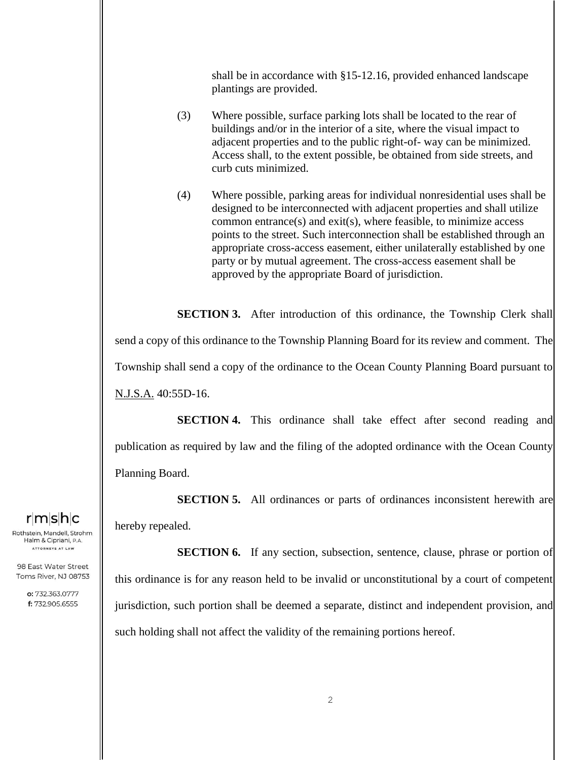shall be in accordance with §15-12.16, provided enhanced landscape plantings are provided.

(3) Where possible, surface parking lots shall be located to the rear of buildings and/or in the interior of a site, where the visual impact to adjacent properties and to the public right-of- way can be minimized. Access shall, to the extent possible, be obtained from side streets, and curb cuts minimized.

(4) Where possible, parking areas for individual nonresidential uses shall be designed to be interconnected with adjacent properties and shall utilize common entrance(s) and exit(s), where feasible, to minimize access points to the street. Such interconnection shall be established through an appropriate cross-access easement, either unilaterally established by one party or by mutual agreement. The cross-access easement shall be approved by the appropriate Board of jurisdiction.

**SECTION 3.** After introduction of this ordinance, the Township Clerk shall send a copy of this ordinance to the Township Planning Board for its review and comment. The Township shall send a copy of the ordinance to the Ocean County Planning Board pursuant to N.J.S.A. 40:55D-16.

**SECTION 4.** This ordinance shall take effect after second reading and publication as required by law and the filing of the adopted ordinance with the Ocean County Planning Board.

**SECTION 5.** All ordinances or parts of ordinances inconsistent herewith are hereby repealed.

**SECTION 6.** If any section, subsection, sentence, clause, phrase or portion of this ordinance is for any reason held to be invalid or unconstitutional by a court of competent jurisdiction, such portion shall be deemed a separate, distinct and independent provision, and such holding shall not affect the validity of the remaining portions hereof.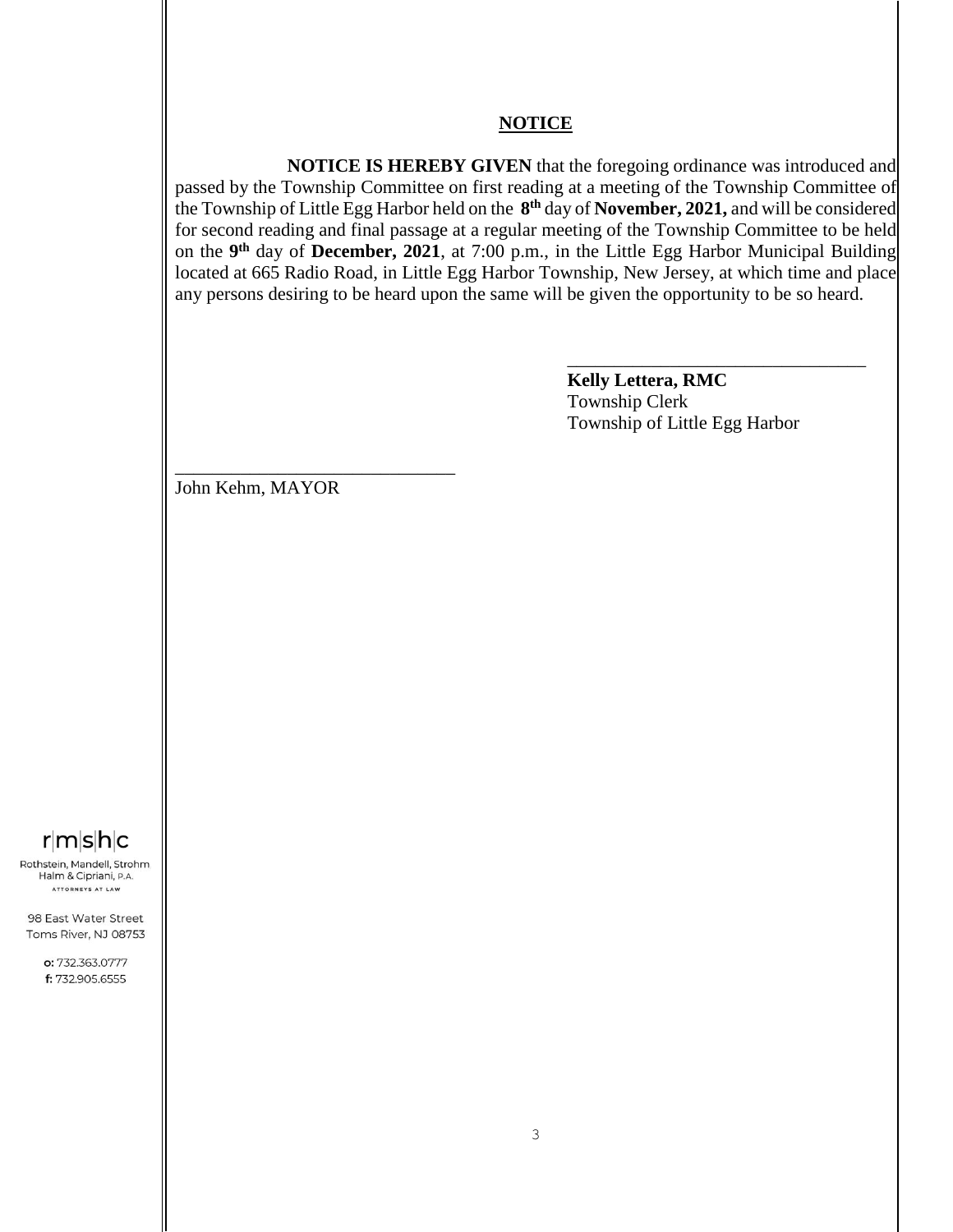## NOTICE

**NOTICE IS HEREBY GIVEN** that the foregoing ordinance was introduced and passed by the Township Committee on first reading at a meeting of the Township Committee of the Township of Little Egg Harbor held on the **8th** day of **November, 2021,** and will be considered for second reading and final passage at a regular meeting of the Township Committee to be held on the **9th** day of **December, 2021**, at 7:00 p.m., in the Little Egg Harbor Municipal Building located at 665 Radio Road, in Little Egg Harbor Township, New Jersey, at which time and place any persons desiring to be heard upon the same will be given the opportunity to be so heard.

\_\_\_\_\_\_\_\_\_\_\_\_\_\_\_\_\_\_\_\_\_\_\_\_\_\_\_\_\_\_\_\_
**Kelly Lettera, RMC**
Township Clerk
Township of Little Egg Harbor

\_\_\_\_\_\_\_\_\_\_\_\_\_\_\_\_\_\_\_\_\_\_\_\_\_\_\_\_\_\_\_\_
John Kehm, MAYOR

r|m|s|h|c
Rothstein, Mandell, Strohm Halm & Cipriani, P.A.
ATTORNEYS AT LAW

98 East Water Street
Toms River, NJ 08753

o: 732.363.0777
f: 732.905.6555